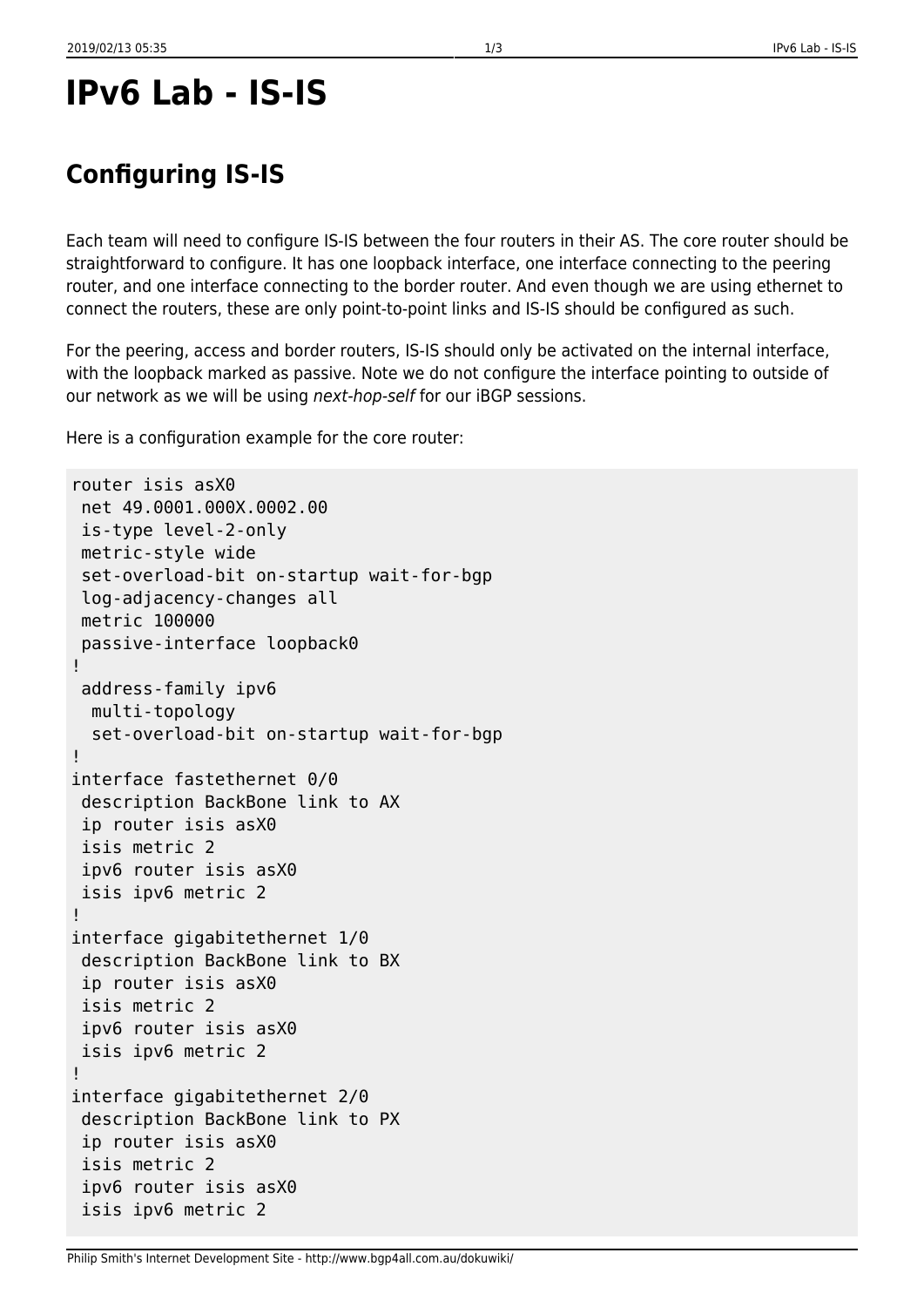# IPv6 Lab - IS-IS

## Configuring IS-IS

Each team will need to configure IS-IS between the four routers in their AS. The core router should be straightforward to configure. It has one loopback interface, one interface connecting to the peering router, and one interface connecting to the border router. And even though we are using ethernet to connect the routers, these are only point-to-point links and IS-IS should be configured as such.

For the peering, access and border routers, IS-IS should only be activated on the internal interface, with the loopback marked as passive. Note we do not configure the interface pointing to outside of our network as we will be using *next-hop-self* for our iBGP sessions.

Here is a configuration example for the core router:

```
router isis asX0
 net 49.0001.000X.0002.00
 is-type level-2-only
 metric-style wide
 set-overload-bit on-startup wait-for-bgp
 log-adjacency-changes all
 metric 100000
 passive-interface loopback0
!
 address-family ipv6
  multi-topology
  set-overload-bit on-startup wait-for-bgp
!
interface fastethernet 0/0
 description BackBone link to AX
 ip router isis asX0
 isis metric 2
 ipv6 router isis asX0
 isis ipv6 metric 2
!
interface gigabitethernet 1/0
 description BackBone link to BX
 ip router isis asX0
 isis metric 2
 ipv6 router isis asX0
 isis ipv6 metric 2
!
interface gigabitethernet 2/0
 description BackBone link to PX
 ip router isis asX0
 isis metric 2
 ipv6 router isis asX0
 isis ipv6 metric 2
```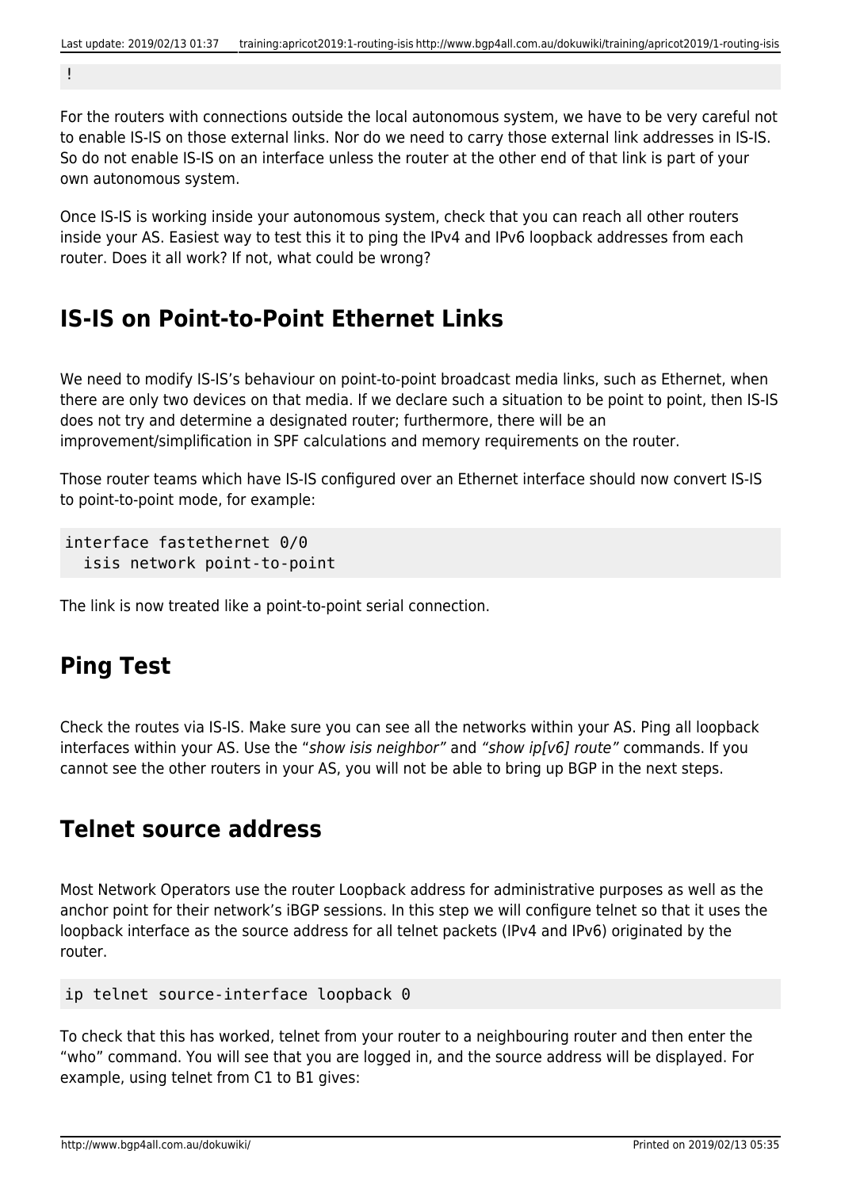```
!
```

For the routers with connections outside the local autonomous system, we have to be very careful not to enable IS-IS on those external links. Nor do we need to carry those external link addresses in IS-IS. So do not enable IS-IS on an interface unless the router at the other end of that link is part of your own autonomous system.

Once IS-IS is working inside your autonomous system, check that you can reach all other routers inside your AS. Easiest way to test this it to ping the IPv4 and IPv6 loopback addresses from each router. Does it all work? If not, what could be wrong?

## IS-IS on Point-to-Point Ethernet Links

We need to modify IS-IS's behaviour on point-to-point broadcast media links, such as Ethernet, when there are only two devices on that media. If we declare such a situation to be point to point, then IS-IS does not try and determine a designated router; furthermore, there will be an improvement/simplification in SPF calculations and memory requirements on the router.

Those router teams which have IS-IS configured over an Ethernet interface should now convert IS-IS to point-to-point mode, for example:

```
interface fastethernet 0/0
  isis network point-to-point
```

The link is now treated like a point-to-point serial connection.

## Ping Test

Check the routes via IS-IS. Make sure you can see all the networks within your AS. Ping all loopback interfaces within your AS. Use the "*show isis neighbor*" and *"show ip[v6] route"* commands. If you cannot see the other routers in your AS, you will not be able to bring up BGP in the next steps.

## Telnet source address

Most Network Operators use the router Loopback address for administrative purposes as well as the anchor point for their network's iBGP sessions. In this step we will configure telnet so that it uses the loopback interface as the source address for all telnet packets (IPv4 and IPv6) originated by the router.

```
ip telnet source-interface loopback 0
```

To check that this has worked, telnet from your router to a neighbouring router and then enter the "who" command. You will see that you are logged in, and the source address will be displayed. For example, using telnet from C1 to B1 gives: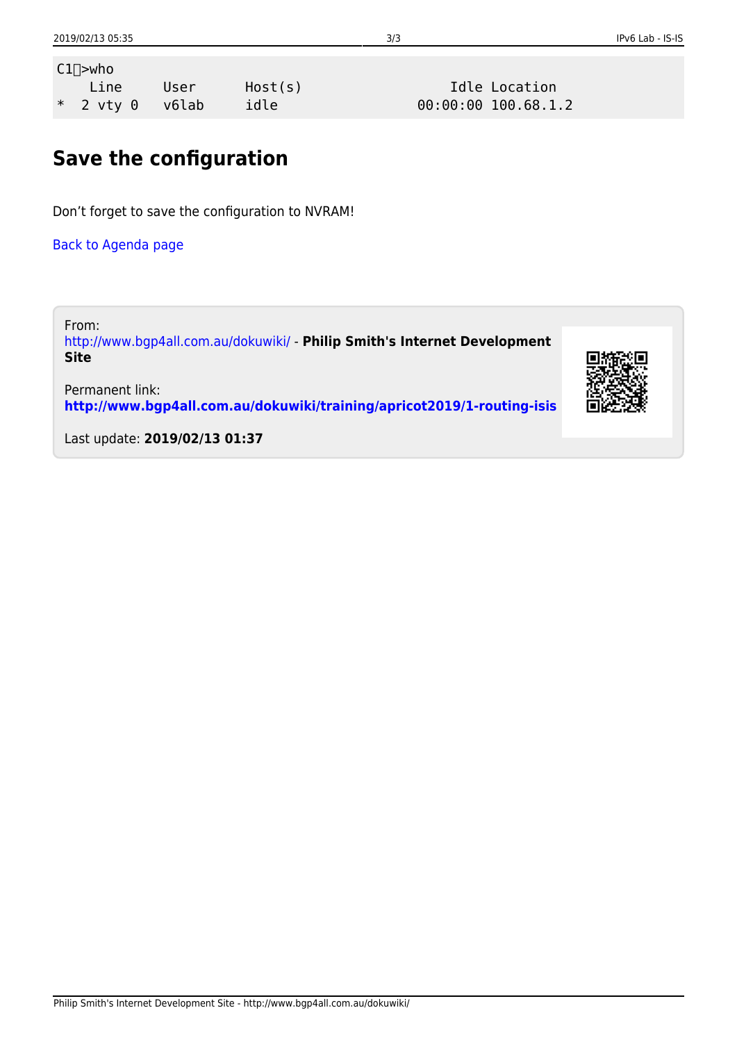```
C1>who
    Line       User       Host(s)              Idle Location
*  2 vty 0    v6lab      idle                00:00:00 100.68.1.2
```

## Save the configuration

Don’t forget to save the configuration to NVRAM!

Back to Agenda page

From:
http://www.bgp4all.com.au/dokuwiki/ - **Philip Smith's Internet Development Site**

Permanent link:
**http://www.bgp4all.com.au/dokuwiki/training/apricot2019/1-routing-isis**

Last update: **2019/02/13 01:37**